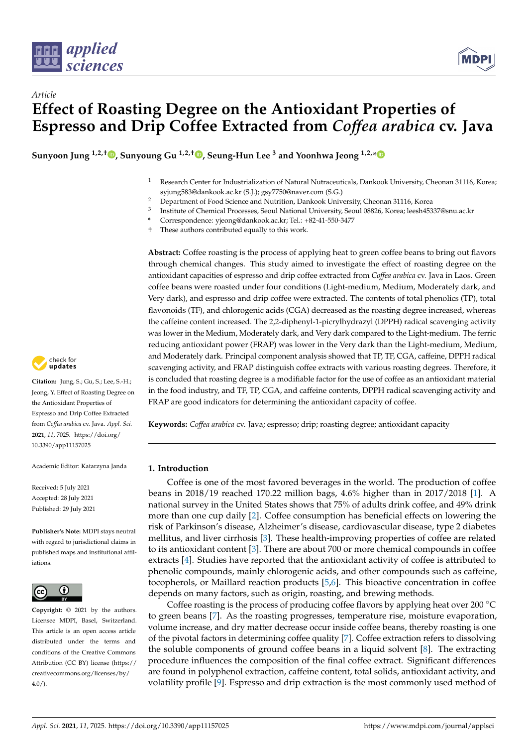*Article*

# Effect of Roasting Degree on the Antioxidant Properties of Espresso and Drip Coffee Extracted from *Coffea arabica* cv. Java

**Sunyoon Jung [1,2,†], Sunyoung Gu [1,2,†], Seung-Hun Lee [3] and Yoonhwa Jeong [1,2,*]**

1. Research Center for Industrialization of Natural Nutraceuticals, Dankook University, Cheonan 31116, Korea; syjung583@dankook.ac.kr (S.J.); gsy7750@naver.com (S.G.)
2. Department of Food Science and Nutrition, Dankook University, Cheonan 31116, Korea
3. Institute of Chemical Processes, Seoul National University, Seoul 08826, Korea; leesh45337@snu.ac.kr

\* Correspondence: yjeong@dankook.ac.kr; Tel.: +82-41-550-3477

† These authors contributed equally to this work.

**Citation:** Jung, S.; Gu, S.; Lee, S.-H.; Jeong, Y. Effect of Roasting Degree on the Antioxidant Properties of Espresso and Drip Coffee Extracted from *Coffea arabica* cv. Java. *Appl. Sci.* **2021**, *11*, 7025. https://doi.org/10.3390/app11157025

Academic Editor: Katarzyna Janda

Received: 5 July 2021
Accepted: 28 July 2021
Published: 29 July 2021

**Publisher's Note:** MDPI stays neutral with regard to jurisdictional claims in published maps and institutional affiliations.

**Copyright:** © 2021 by the authors. Licensee MDPI, Basel, Switzerland. This article is an open access article distributed under the terms and conditions of the Creative Commons Attribution (CC BY) license (https://creativecommons.org/licenses/by/4.0/).

**Abstract:** Coffee roasting is the process of applying heat to green coffee beans to bring out flavors through chemical changes. This study aimed to investigate the effect of roasting degree on the antioxidant capacities of espresso and drip coffee extracted from *Coffea arabica* cv. Java in Laos. Green coffee beans were roasted under four conditions (Light-medium, Medium, Moderately dark, and Very dark), and espresso and drip coffee were extracted. The contents of total phenolics (TP), total flavonoids (TF), and chlorogenic acids (CGA) decreased as the roasting degree increased, whereas the caffeine content increased. The 2,2-diphenyl-1-picrylhydrazyl (DPPH) radical scavenging activity was lower in the Medium, Moderately dark, and Very dark compared to the Light-medium. The ferric reducing antioxidant power (FRAP) was lower in the Very dark than the Light-medium, Medium, and Moderately dark. Principal component analysis showed that TP, TF, CGA, caffeine, DPPH radical scavenging activity, and FRAP distinguish coffee extracts with various roasting degrees. Therefore, it is concluded that roasting degree is a modifiable factor for the use of coffee as an antioxidant material in the food industry, and TF, TP, CGA, and caffeine contents, DPPH radical scavenging activity and FRAP are good indicators for determining the antioxidant capacity of coffee.

**Keywords:** *Coffea arabica* cv. Java; espresso; drip; roasting degree; antioxidant capacity

## 1. Introduction

Coffee is one of the most favored beverages in the world. The production of coffee beans in 2018/19 reached 170.22 million bags, 4.6% higher than in 2017/2018 [1]. A national survey in the United States shows that 75% of adults drink coffee, and 49% drink more than one cup daily [2]. Coffee consumption has beneficial effects on lowering the risk of Parkinson's disease, Alzheimer's disease, cardiovascular disease, type 2 diabetes mellitus, and liver cirrhosis [3]. These health-improving properties of coffee are related to its antioxidant content [3]. There are about 700 or more chemical compounds in coffee extracts [4]. Studies have reported that the antioxidant activity of coffee is attributed to phenolic compounds, mainly chlorogenic acids, and other compounds such as caffeine, tocopherols, or Maillard reaction products [5,6]. This bioactive concentration in coffee depends on many factors, such as origin, roasting, and brewing methods.

Coffee roasting is the process of producing coffee flavors by applying heat over 200 °C to green beans [7]. As the roasting progresses, temperature rise, moisture evaporation, volume increase, and dry matter decrease occur inside coffee beans, thereby roasting is one of the pivotal factors in determining coffee quality [7]. Coffee extraction refers to dissolving the soluble components of ground coffee beans in a liquid solvent [8]. The extracting procedure influences the composition of the final coffee extract. Significant differences are found in polyphenol extraction, caffeine content, total solids, antioxidant activity, and volatility profile [9]. Espresso and drip extraction is the most commonly used method of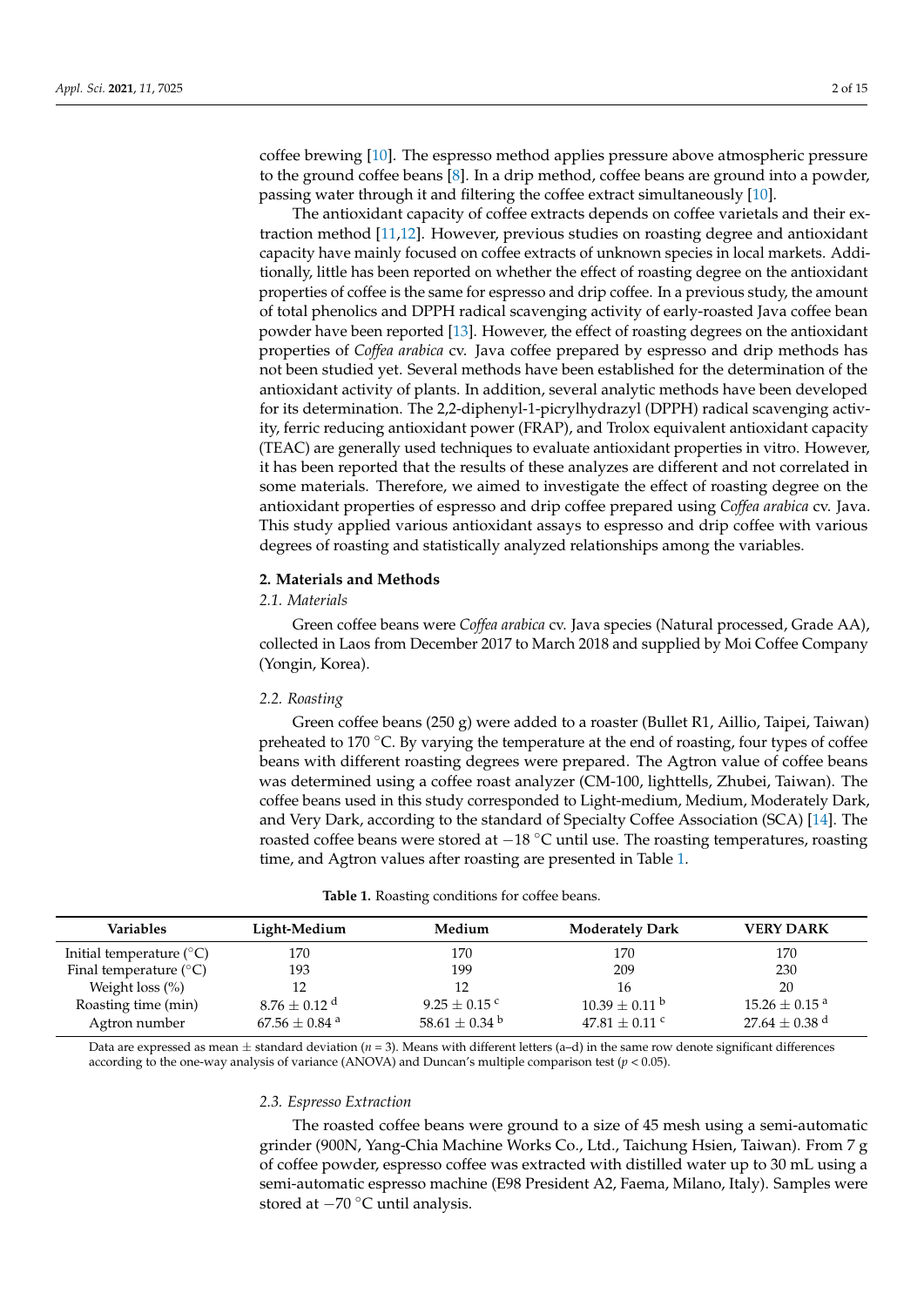coffee brewing [10]. The espresso method applies pressure above atmospheric pressure to the ground coffee beans [8]. In a drip method, coffee beans are ground into a powder, passing water through it and filtering the coffee extract simultaneously [10].

The antioxidant capacity of coffee extracts depends on coffee varietals and their extraction method [11,12]. However, previous studies on roasting degree and antioxidant capacity have mainly focused on coffee extracts of unknown species in local markets. Additionally, little has been reported on whether the effect of roasting degree on the antioxidant properties of coffee is the same for espresso and drip coffee. In a previous study, the amount of total phenolics and DPPH radical scavenging activity of early-roasted Java coffee bean powder have been reported [13]. However, the effect of roasting degrees on the antioxidant properties of *Coffea arabica* cv. Java coffee prepared by espresso and drip methods has not been studied yet. Several methods have been established for the determination of the antioxidant activity of plants. In addition, several analytic methods have been developed for its determination. The 2,2-diphenyl-1-picrylhydrazyl (DPPH) radical scavenging activity, ferric reducing antioxidant power (FRAP), and Trolox equivalent antioxidant capacity (TEAC) are generally used techniques to evaluate antioxidant properties in vitro. However, it has been reported that the results of these analyzes are different and not correlated in some materials. Therefore, we aimed to investigate the effect of roasting degree on the antioxidant properties of espresso and drip coffee prepared using *Coffea arabica* cv. Java. This study applied various antioxidant assays to espresso and drip coffee with various degrees of roasting and statistically analyzed relationships among the variables.

## 2. Materials and Methods

### 2.1. Materials

Green coffee beans were *Coffea arabica* cv. Java species (Natural processed, Grade AA), collected in Laos from December 2017 to March 2018 and supplied by Moi Coffee Company (Yongin, Korea).

### 2.2. Roasting

Green coffee beans (250 g) were added to a roaster (Bullet R1, Aillio, Taipei, Taiwan) preheated to 170 °C. By varying the temperature at the end of roasting, four types of coffee beans with different roasting degrees were prepared. The Agtron value of coffee beans was determined using a coffee roast analyzer (CM-100, lighttells, Zhubei, Taiwan). The coffee beans used in this study corresponded to Light-medium, Medium, Moderately Dark, and Very Dark, according to the standard of Specialty Coffee Association (SCA) [14]. The roasted coffee beans were stored at −18 °C until use. The roasting temperatures, roasting time, and Agtron values after roasting are presented in Table 1.

**Table 1.** Roasting conditions for coffee beans.

| Variables | Light-Medium | Medium | Moderately Dark | VERY DARK |
|---|---|---|---|---|
| Initial temperature (°C) | 170 | 170 | 170 | 170 |
| Final temperature (°C) | 193 | 199 | 209 | 230 |
| Weight loss (%) | 12 | 12 | 16 | 20 |
| Roasting time (min) | 8.76 ± 0.12 [d] | 9.25 ± 0.15 [c] | 10.39 ± 0.11 [b] | 15.26 ± 0.15 [a] |
| Agtron number | 67.56 ± 0.84 [a] | 58.61 ± 0.34 [b] | 47.81 ± 0.11 [c] | 27.64 ± 0.38 [d] |

Data are expressed as mean ± standard deviation ($n$ = 3). Means with different letters (a–d) in the same row denote significant differences according to the one-way analysis of variance (ANOVA) and Duncan's multiple comparison test ($p < 0.05$).

### 2.3. Espresso Extraction

The roasted coffee beans were ground to a size of 45 mesh using a semi-automatic grinder (900N, Yang-Chia Machine Works Co., Ltd., Taichung Hsien, Taiwan). From 7 g of coffee powder, espresso coffee was extracted with distilled water up to 30 mL using a semi-automatic espresso machine (E98 President A2, Faema, Milano, Italy). Samples were stored at −70 °C until analysis.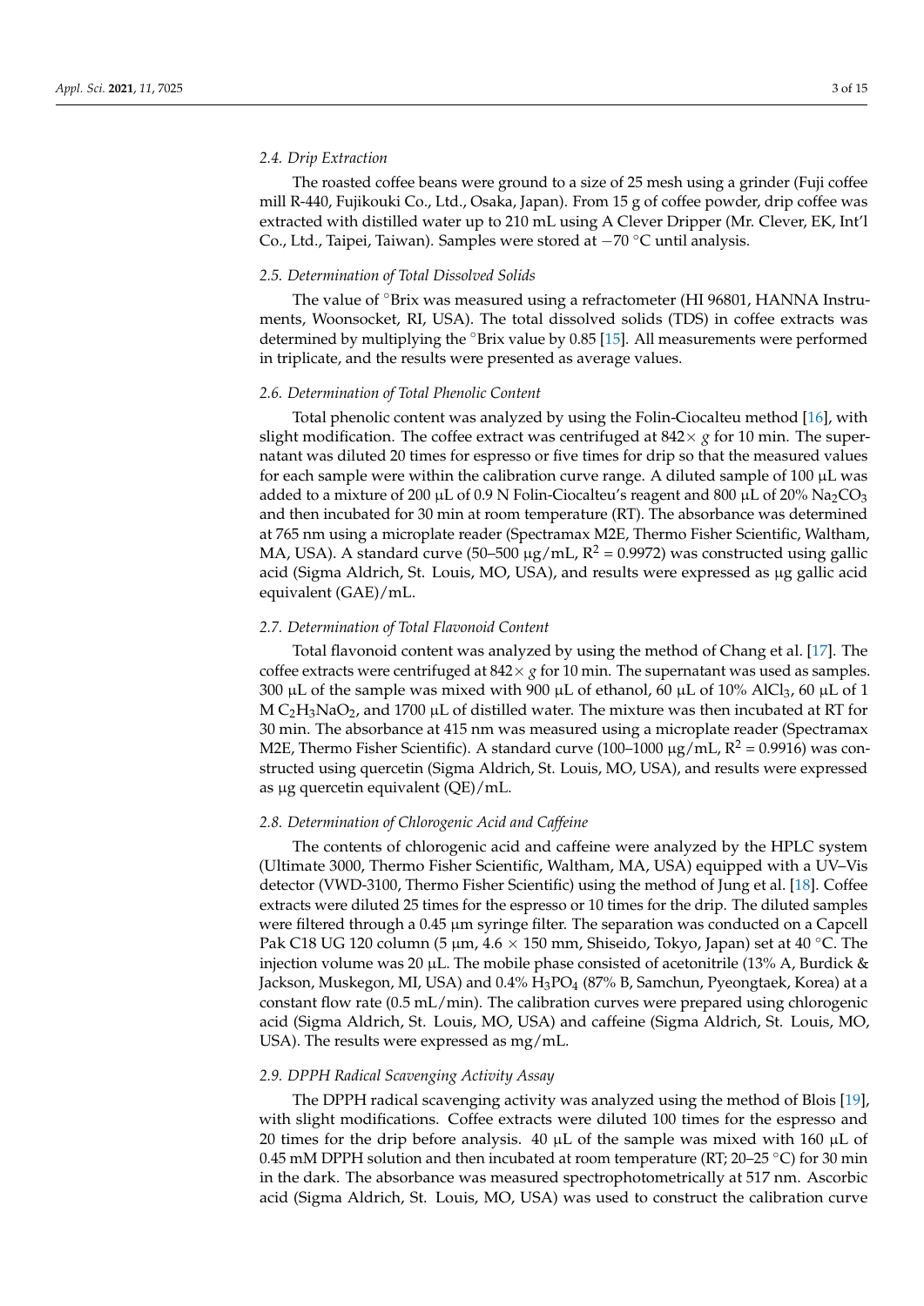### 2.4. Drip Extraction

The roasted coffee beans were ground to a size of 25 mesh using a grinder (Fuji coffee mill R-440, Fujikouki Co., Ltd., Osaka, Japan). From 15 g of coffee powder, drip coffee was extracted with distilled water up to 210 mL using A Clever Dripper (Mr. Clever, EK, Int'l Co., Ltd., Taipei, Taiwan). Samples were stored at −70 °C until analysis.

### 2.5. Determination of Total Dissolved Solids

The value of °Brix was measured using a refractometer (HI 96801, HANNA Instruments, Woonsocket, RI, USA). The total dissolved solids (TDS) in coffee extracts was determined by multiplying the °Brix value by 0.85 [15]. All measurements were performed in triplicate, and the results were presented as average values.

### 2.6. Determination of Total Phenolic Content

Total phenolic content was analyzed by using the Folin-Ciocalteu method [16], with slight modification. The coffee extract was centrifuged at 842× *g* for 10 min. The supernatant was diluted 20 times for espresso or five times for drip so that the measured values for each sample were within the calibration curve range. A diluted sample of 100 µL was added to a mixture of 200 µL of 0.9 N Folin-Ciocalteu's reagent and 800 µL of 20% $Na_2CO_3$ and then incubated for 30 min at room temperature (RT). The absorbance was determined at 765 nm using a microplate reader (Spectramax M2E, Thermo Fisher Scientific, Waltham, MA, USA). A standard curve (50–500 µg/mL, $R^2$ = 0.9972) was constructed using gallic acid (Sigma Aldrich, St. Louis, MO, USA), and results were expressed as µg gallic acid equivalent (GAE)/mL.

### 2.7. Determination of Total Flavonoid Content

Total flavonoid content was analyzed by using the method of Chang et al. [17]. The coffee extracts were centrifuged at 842× *g* for 10 min. The supernatant was used as samples. 300 µL of the sample was mixed with 900 µL of ethanol, 60 µL of 10% $AlCl_3$, 60 µL of 1 M $C_2H_3NaO_2$, and 1700 µL of distilled water. The mixture was then incubated at RT for 30 min. The absorbance at 415 nm was measured using a microplate reader (Spectramax M2E, Thermo Fisher Scientific). A standard curve (100–1000 µg/mL, $R^2$ = 0.9916) was constructed using quercetin (Sigma Aldrich, St. Louis, MO, USA), and results were expressed as µg quercetin equivalent (QE)/mL.

### 2.8. Determination of Chlorogenic Acid and Caffeine

The contents of chlorogenic acid and caffeine were analyzed by the HPLC system (Ultimate 3000, Thermo Fisher Scientific, Waltham, MA, USA) equipped with a UV–Vis detector (VWD-3100, Thermo Fisher Scientific) using the method of Jung et al. [18]. Coffee extracts were diluted 25 times for the espresso or 10 times for the drip. The diluted samples were filtered through a 0.45 µm syringe filter. The separation was conducted on a Capcell Pak C18 UG 120 column (5 µm, 4.6 × 150 mm, Shiseido, Tokyo, Japan) set at 40 °C. The injection volume was 20 µL. The mobile phase consisted of acetonitrile (13% A, Burdick & Jackson, Muskegon, MI, USA) and 0.4% $H_3PO_4$ (87% B, Samchun, Pyeongtaek, Korea) at a constant flow rate (0.5 mL/min). The calibration curves were prepared using chlorogenic acid (Sigma Aldrich, St. Louis, MO, USA) and caffeine (Sigma Aldrich, St. Louis, MO, USA). The results were expressed as mg/mL.

### 2.9. DPPH Radical Scavenging Activity Assay

The DPPH radical scavenging activity was analyzed using the method of Blois [19], with slight modifications. Coffee extracts were diluted 100 times for the espresso and 20 times for the drip before analysis. 40 µL of the sample was mixed with 160 µL of 0.45 mM DPPH solution and then incubated at room temperature (RT; 20–25 °C) for 30 min in the dark. The absorbance was measured spectrophotometrically at 517 nm. Ascorbic acid (Sigma Aldrich, St. Louis, MO, USA) was used to construct the calibration curve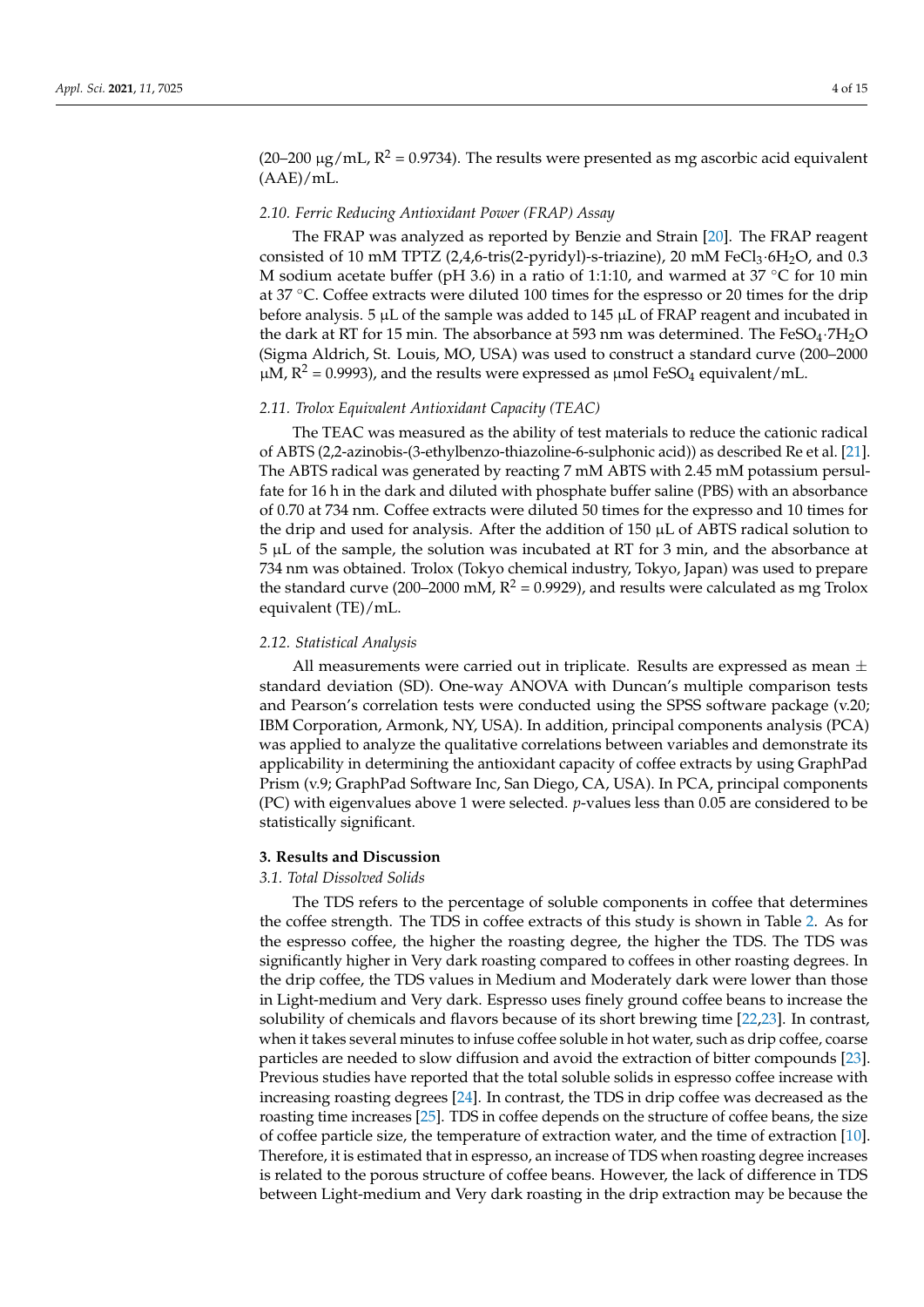(20–200 μg/mL, $R^2$ = 0.9734). The results were presented as mg ascorbic acid equivalent (AAE)/mL.

### *2.10. Ferric Reducing Antioxidant Power (FRAP) Assay*

The FRAP was analyzed as reported by Benzie and Strain [20]. The FRAP reagent consisted of 10 mM TPTZ (2,4,6-tris(2-pyridyl)-s-triazine), 20 mM $FeCl_3 \cdot 6H_2O$, and 0.3 M sodium acetate buffer (pH 3.6) in a ratio of 1:1:10, and warmed at 37 °C for 10 min at 37 °C. Coffee extracts were diluted 100 times for the espresso or 20 times for the drip before analysis. 5 μL of the sample was added to 145 μL of FRAP reagent and incubated in the dark at RT for 15 min. The absorbance at 593 nm was determined. The $FeSO_4 \cdot 7H_2O$ (Sigma Aldrich, St. Louis, MO, USA) was used to construct a standard curve (200–2000 μM, $R^2$ = 0.9993), and the results were expressed as μmol $FeSO_4$ equivalent/mL.

### *2.11. Trolox Equivalent Antioxidant Capacity (TEAC)*

The TEAC was measured as the ability of test materials to reduce the cationic radical of ABTS (2,2-azinobis-(3-ethylbenzo-thiazoline-6-sulphonic acid)) as described Re et al. [21]. The ABTS radical was generated by reacting 7 mM ABTS with 2.45 mM potassium persulfate for 16 h in the dark and diluted with phosphate buffer saline (PBS) with an absorbance of 0.70 at 734 nm. Coffee extracts were diluted 50 times for the expresso and 10 times for the drip and used for analysis. After the addition of 150 μL of ABTS radical solution to 5 μL of the sample, the solution was incubated at RT for 3 min, and the absorbance at 734 nm was obtained. Trolox (Tokyo chemical industry, Tokyo, Japan) was used to prepare the standard curve (200–2000 mM, $R^2$ = 0.9929), and results were calculated as mg Trolox equivalent (TE)/mL.

### *2.12. Statistical Analysis*

All measurements were carried out in triplicate. Results are expressed as mean ± standard deviation (SD). One-way ANOVA with Duncan's multiple comparison tests and Pearson's correlation tests were conducted using the SPSS software package (v.20; IBM Corporation, Armonk, NY, USA). In addition, principal components analysis (PCA) was applied to analyze the qualitative correlations between variables and demonstrate its applicability in determining the antioxidant capacity of coffee extracts by using GraphPad Prism (v.9; GraphPad Software Inc, San Diego, CA, USA). In PCA, principal components (PC) with eigenvalues above 1 were selected. *p*-values less than 0.05 are considered to be statistically significant.

## **3. Results and Discussion**

### *3.1. Total Dissolved Solids*

The TDS refers to the percentage of soluble components in coffee that determines the coffee strength. The TDS in coffee extracts of this study is shown in Table 2. As for the espresso coffee, the higher the roasting degree, the higher the TDS. The TDS was significantly higher in Very dark roasting compared to coffees in other roasting degrees. In the drip coffee, the TDS values in Medium and Moderately dark were lower than those in Light-medium and Very dark. Espresso uses finely ground coffee beans to increase the solubility of chemicals and flavors because of its short brewing time [22,23]. In contrast, when it takes several minutes to infuse coffee soluble in hot water, such as drip coffee, coarse particles are needed to slow diffusion and avoid the extraction of bitter compounds [23]. Previous studies have reported that the total soluble solids in espresso coffee increase with increasing roasting degrees [24]. In contrast, the TDS in drip coffee was decreased as the roasting time increases [25]. TDS in coffee depends on the structure of coffee beans, the size of coffee particle size, the temperature of extraction water, and the time of extraction [10]. Therefore, it is estimated that in espresso, an increase of TDS when roasting degree increases is related to the porous structure of coffee beans. However, the lack of difference in TDS between Light-medium and Very dark roasting in the drip extraction may be because the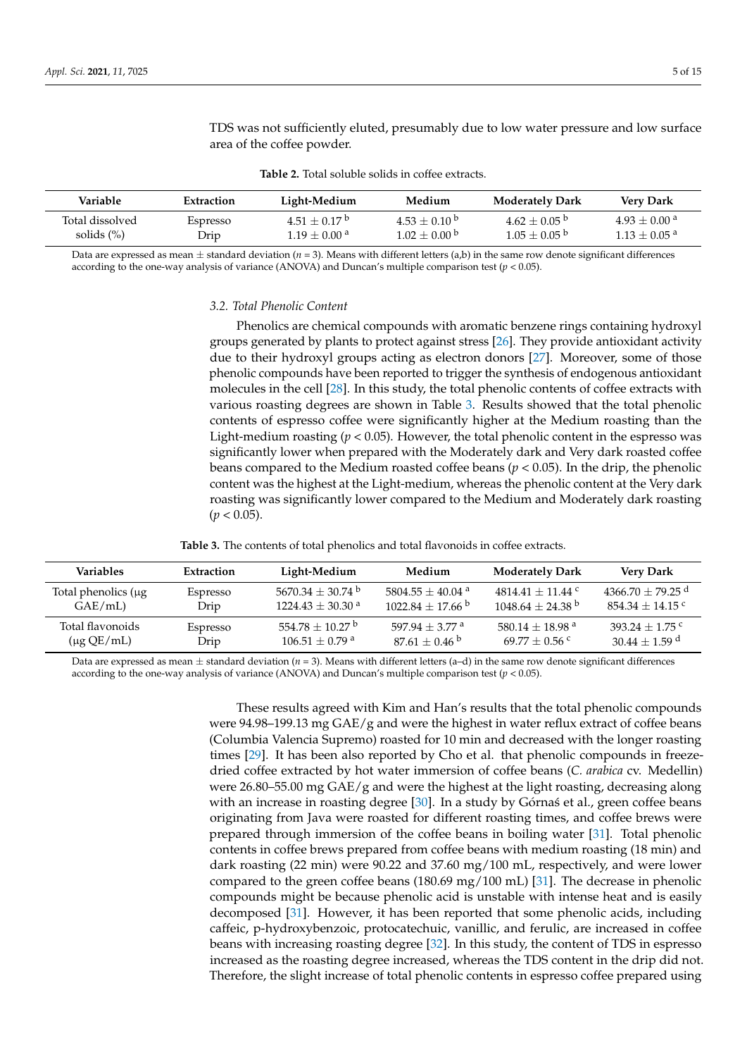TDS was not sufficiently eluted, presumably due to low water pressure and low surface area of the coffee powder.

**Table 2.** Total soluble solids in coffee extracts.

| Variable | Extraction | Light-Medium | Medium | Moderately Dark | Very Dark |
|---|---|---|---|---|---|
| Total dissolved solids (%) | Espresso | $4.51 \pm 0.17$ [b] | $4.53 \pm 0.10$ [b] | $4.62 \pm 0.05$ [b] | $4.93 \pm 0.00$ [a] |
| | Drip | $1.19 \pm 0.00$ [a] | $1.02 \pm 0.00$ [b] | $1.05 \pm 0.05$ [b] | $1.13 \pm 0.05$ [a] |

Data are expressed as mean ± standard deviation ($n = 3$). Means with different letters (a,b) in the same row denote significant differences according to the one-way analysis of variance (ANOVA) and Duncan's multiple comparison test ($p < 0.05$).

### 3.2. Total Phenolic Content

Phenolics are chemical compounds with aromatic benzene rings containing hydroxyl groups generated by plants to protect against stress [26]. They provide antioxidant activity due to their hydroxyl groups acting as electron donors [27]. Moreover, some of those phenolic compounds have been reported to trigger the synthesis of endogenous antioxidant molecules in the cell [28]. In this study, the total phenolic contents of coffee extracts with various roasting degrees are shown in Table 3. Results showed that the total phenolic contents of espresso coffee were significantly higher at the Medium roasting than the Light-medium roasting ($p < 0.05$). However, the total phenolic content in the espresso was significantly lower when prepared with the Moderately dark and Very dark roasted coffee beans compared to the Medium roasted coffee beans ($p < 0.05$). In the drip, the phenolic content was the highest at the Light-medium, whereas the phenolic content at the Very dark roasting was significantly lower compared to the Medium and Moderately dark roasting ($p < 0.05$).

**Table 3.** The contents of total phenolics and total flavonoids in coffee extracts.

| Variables | Extraction | Light-Medium | Medium | Moderately Dark | Very Dark |
|---|---|---|---|---|---|
| Total phenolics (µg GAE/mL) | Espresso | $5670.34 \pm 30.74$ [b] | $5804.55 \pm 40.04$ [a] | $4814.41 \pm 11.44$ [c] | $4366.70 \pm 79.25$ [d] |
| | Drip | $1224.43 \pm 30.30$ [a] | $1022.84 \pm 17.66$ [b] | $1048.64 \pm 24.38$ [b] | $854.34 \pm 14.15$ [c] |
| Total flavonoids (µg QE/mL) | Espresso | $554.78 \pm 10.27$ [b] | $597.94 \pm 3.77$ [a] | $580.14 \pm 18.98$ [a] | $393.24 \pm 1.75$ [c] |
| | Drip | $106.51 \pm 0.79$ [a] | $87.61 \pm 0.46$ [b] | $69.77 \pm 0.56$ [c] | $30.44 \pm 1.59$ [d] |

Data are expressed as mean ± standard deviation ($n = 3$). Means with different letters (a–d) in the same row denote significant differences according to the one-way analysis of variance (ANOVA) and Duncan's multiple comparison test ($p < 0.05$).

These results agreed with Kim and Han's results that the total phenolic compounds were 94.98–199.13 mg GAE/g and were the highest in water reflux extract of coffee beans (Columbia Valencia Supremo) roasted for 10 min and decreased with the longer roasting times [29]. It has been also reported by Cho et al. that phenolic compounds in freeze-dried coffee extracted by hot water immersion of coffee beans (*C. arabica* cv. Medellin) were 26.80–55.00 mg GAE/g and were the highest at the light roasting, decreasing along with an increase in roasting degree [30]. In a study by Górnaś et al., green coffee beans originating from Java were roasted for different roasting times, and coffee brews were prepared through immersion of the coffee beans in boiling water [31]. Total phenolic contents in coffee brews prepared from coffee beans with medium roasting (18 min) and dark roasting (22 min) were 90.22 and 37.60 mg/100 mL, respectively, and were lower compared to the green coffee beans (180.69 mg/100 mL) [31]. The decrease in phenolic compounds might be because phenolic acid is unstable with intense heat and is easily decomposed [31]. However, it has been reported that some phenolic acids, including caffeic, p-hydroxybenzoic, protocatechuic, vanillic, and ferulic, are increased in coffee beans with increasing roasting degree [32]. In this study, the content of TDS in espresso increased as the roasting degree increased, whereas the TDS content in the drip did not. Therefore, the slight increase of total phenolic contents in espresso coffee prepared using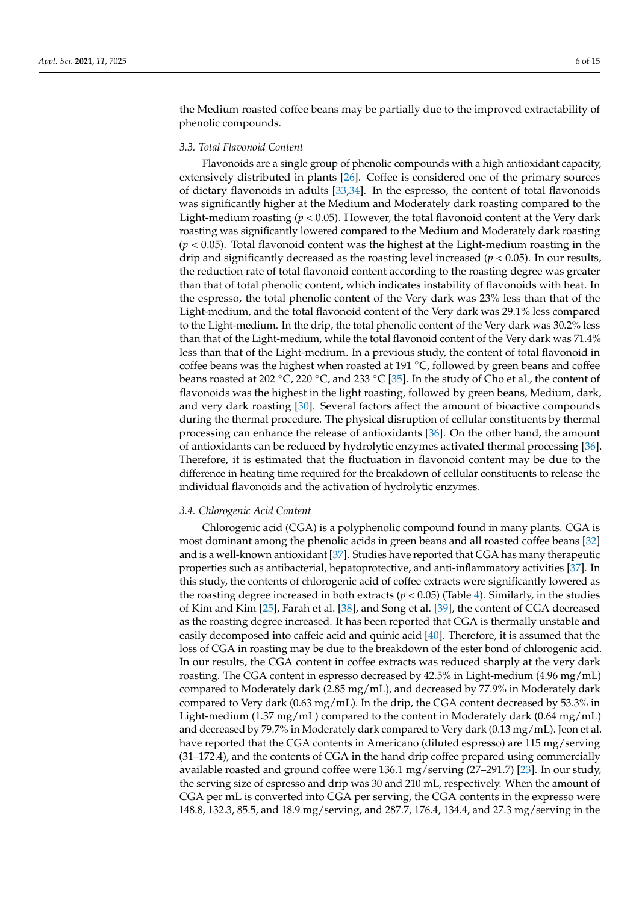the Medium roasted coffee beans may be partially due to the improved extractability of phenolic compounds.

### *3.3. Total Flavonoid Content*

Flavonoids are a single group of phenolic compounds with a high antioxidant capacity, extensively distributed in plants [26]. Coffee is considered one of the primary sources of dietary flavonoids in adults [33,34]. In the espresso, the content of total flavonoids was significantly higher at the Medium and Moderately dark roasting compared to the Light-medium roasting ($p < 0.05$). However, the total flavonoid content at the Very dark roasting was significantly lowered compared to the Medium and Moderately dark roasting ($p < 0.05$). Total flavonoid content was the highest at the Light-medium roasting in the drip and significantly decreased as the roasting level increased ($p < 0.05$). In our results, the reduction rate of total flavonoid content according to the roasting degree was greater than that of total phenolic content, which indicates instability of flavonoids with heat. In the espresso, the total phenolic content of the Very dark was 23% less than that of the Light-medium, and the total flavonoid content of the Very dark was 29.1% less compared to the Light-medium. In the drip, the total phenolic content of the Very dark was 30.2% less than that of the Light-medium, while the total flavonoid content of the Very dark was 71.4% less than that of the Light-medium. In a previous study, the content of total flavonoid in coffee beans was the highest when roasted at 191 °C, followed by green beans and coffee beans roasted at 202 °C, 220 °C, and 233 °C [35]. In the study of Cho et al., the content of flavonoids was the highest in the light roasting, followed by green beans, Medium, dark, and very dark roasting [30]. Several factors affect the amount of bioactive compounds during the thermal procedure. The physical disruption of cellular constituents by thermal processing can enhance the release of antioxidants [36]. On the other hand, the amount of antioxidants can be reduced by hydrolytic enzymes activated thermal processing [36]. Therefore, it is estimated that the fluctuation in flavonoid content may be due to the difference in heating time required for the breakdown of cellular constituents to release the individual flavonoids and the activation of hydrolytic enzymes.

### *3.4. Chlorogenic Acid Content*

Chlorogenic acid (CGA) is a polyphenolic compound found in many plants. CGA is most dominant among the phenolic acids in green beans and all roasted coffee beans [32] and is a well-known antioxidant [37]. Studies have reported that CGA has many therapeutic properties such as antibacterial, hepatoprotective, and anti-inflammatory activities [37]. In this study, the contents of chlorogenic acid of coffee extracts were significantly lowered as the roasting degree increased in both extracts ($p < 0.05$) (Table 4). Similarly, in the studies of Kim and Kim [25], Farah et al. [38], and Song et al. [39], the content of CGA decreased as the roasting degree increased. It has been reported that CGA is thermally unstable and easily decomposed into caffeic acid and quinic acid [40]. Therefore, it is assumed that the loss of CGA in roasting may be due to the breakdown of the ester bond of chlorogenic acid. In our results, the CGA content in coffee extracts was reduced sharply at the very dark roasting. The CGA content in espresso decreased by 42.5% in Light-medium (4.96 mg/mL) compared to Moderately dark (2.85 mg/mL), and decreased by 77.9% in Moderately dark compared to Very dark (0.63 mg/mL). In the drip, the CGA content decreased by 53.3% in Light-medium (1.37 mg/mL) compared to the content in Moderately dark (0.64 mg/mL) and decreased by 79.7% in Moderately dark compared to Very dark (0.13 mg/mL). Jeon et al. have reported that the CGA contents in Americano (diluted espresso) are 115 mg/serving (31–172.4), and the contents of CGA in the hand drip coffee prepared using commercially available roasted and ground coffee were 136.1 mg/serving (27–291.7) [23]. In our study, the serving size of espresso and drip was 30 and 210 mL, respectively. When the amount of CGA per mL is converted into CGA per serving, the CGA contents in the expresso were 148.8, 132.3, 85.5, and 18.9 mg/serving, and 287.7, 176.4, 134.4, and 27.3 mg/serving in the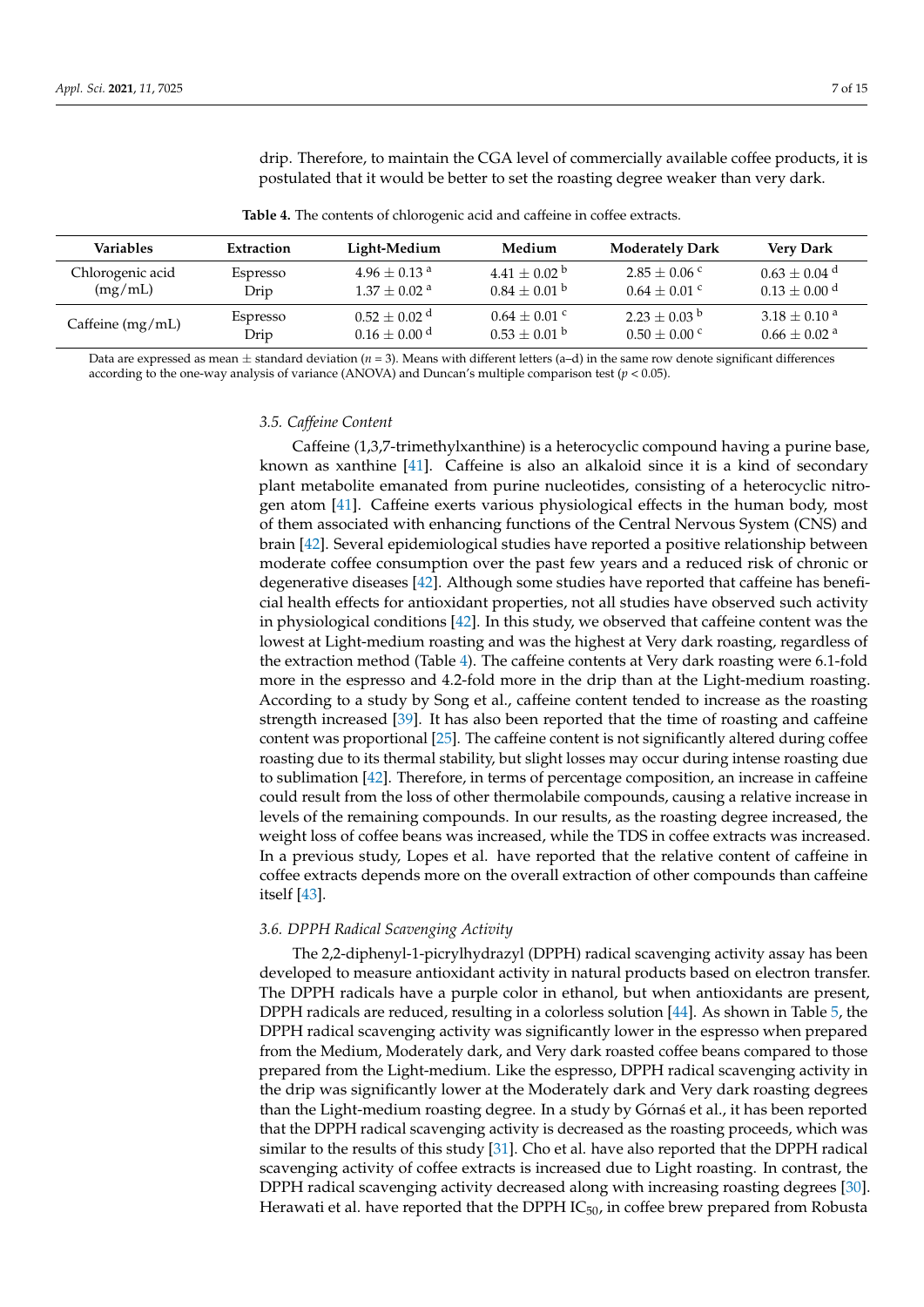drip. Therefore, to maintain the CGA level of commercially available coffee products, it is postulated that it would be better to set the roasting degree weaker than very dark.

**Table 4.** The contents of chlorogenic acid and caffeine in coffee extracts.

| Variables | Extraction | Light-Medium | Medium | Moderately Dark | Very Dark |
|---|---|---|---|---|---|
| Chlorogenic acid (mg/mL) | Espresso | $4.96 \pm 0.13$ [a] | $4.41 \pm 0.02$ [b] | $2.85 \pm 0.06$ [c] | $0.63 \pm 0.04$ [d] |
| | Drip | $1.37 \pm 0.02$ [a] | $0.84 \pm 0.01$ [b] | $0.64 \pm 0.01$ [c] | $0.13 \pm 0.00$ [d] |
| Caffeine (mg/mL) | Espresso | $0.52 \pm 0.02$ [d] | $0.64 \pm 0.01$ [c] | $2.23 \pm 0.03$ [b] | $3.18 \pm 0.10$ [a] |
| | Drip | $0.16 \pm 0.00$ [d] | $0.53 \pm 0.01$ [b] | $0.50 \pm 0.00$ [c] | $0.66 \pm 0.02$ [a] |

Data are expressed as mean ± standard deviation ($n = 3$). Means with different letters (a–d) in the same row denote significant differences according to the one-way analysis of variance (ANOVA) and Duncan's multiple comparison test ($p < 0.05$).

### 3.5. Caffeine Content

Caffeine (1,3,7-trimethylxanthine) is a heterocyclic compound having a purine base, known as xanthine [41]. Caffeine is also an alkaloid since it is a kind of secondary plant metabolite emanated from purine nucleotides, consisting of a heterocyclic nitrogen atom [41]. Caffeine exerts various physiological effects in the human body, most of them associated with enhancing functions of the Central Nervous System (CNS) and brain [42]. Several epidemiological studies have reported a positive relationship between moderate coffee consumption over the past few years and a reduced risk of chronic or degenerative diseases [42]. Although some studies have reported that caffeine has beneficial health effects for antioxidant properties, not all studies have observed such activity in physiological conditions [42]. In this study, we observed that caffeine content was the lowest at Light-medium roasting and was the highest at Very dark roasting, regardless of the extraction method (Table 4). The caffeine contents at Very dark roasting were 6.1-fold more in the espresso and 4.2-fold more in the drip than at the Light-medium roasting. According to a study by Song et al., caffeine content tended to increase as the roasting strength increased [39]. It has also been reported that the time of roasting and caffeine content was proportional [25]. The caffeine content is not significantly altered during coffee roasting due to its thermal stability, but slight losses may occur during intense roasting due to sublimation [42]. Therefore, in terms of percentage composition, an increase in caffeine could result from the loss of other thermolabile compounds, causing a relative increase in levels of the remaining compounds. In our results, as the roasting degree increased, the weight loss of coffee beans was increased, while the TDS in coffee extracts was increased. In a previous study, Lopes et al. have reported that the relative content of caffeine in coffee extracts depends more on the overall extraction of other compounds than caffeine itself [43].

### 3.6. DPPH Radical Scavenging Activity

The 2,2-diphenyl-1-picrylhydrazyl (DPPH) radical scavenging activity assay has been developed to measure antioxidant activity in natural products based on electron transfer. The DPPH radicals have a purple color in ethanol, but when antioxidants are present, DPPH radicals are reduced, resulting in a colorless solution [44]. As shown in Table 5, the DPPH radical scavenging activity was significantly lower in the espresso when prepared from the Medium, Moderately dark, and Very dark roasted coffee beans compared to those prepared from the Light-medium. Like the espresso, DPPH radical scavenging activity in the drip was significantly lower at the Moderately dark and Very dark roasting degrees than the Light-medium roasting degree. In a study by Górnaś et al., it has been reported that the DPPH radical scavenging activity is decreased as the roasting proceeds, which was similar to the results of this study [31]. Cho et al. have also reported that the DPPH radical scavenging activity of coffee extracts is increased due to Light roasting. In contrast, the DPPH radical scavenging activity decreased along with increasing roasting degrees [30]. Herawati et al. have reported that the DPPH $IC_{50}$, in coffee brew prepared from Robusta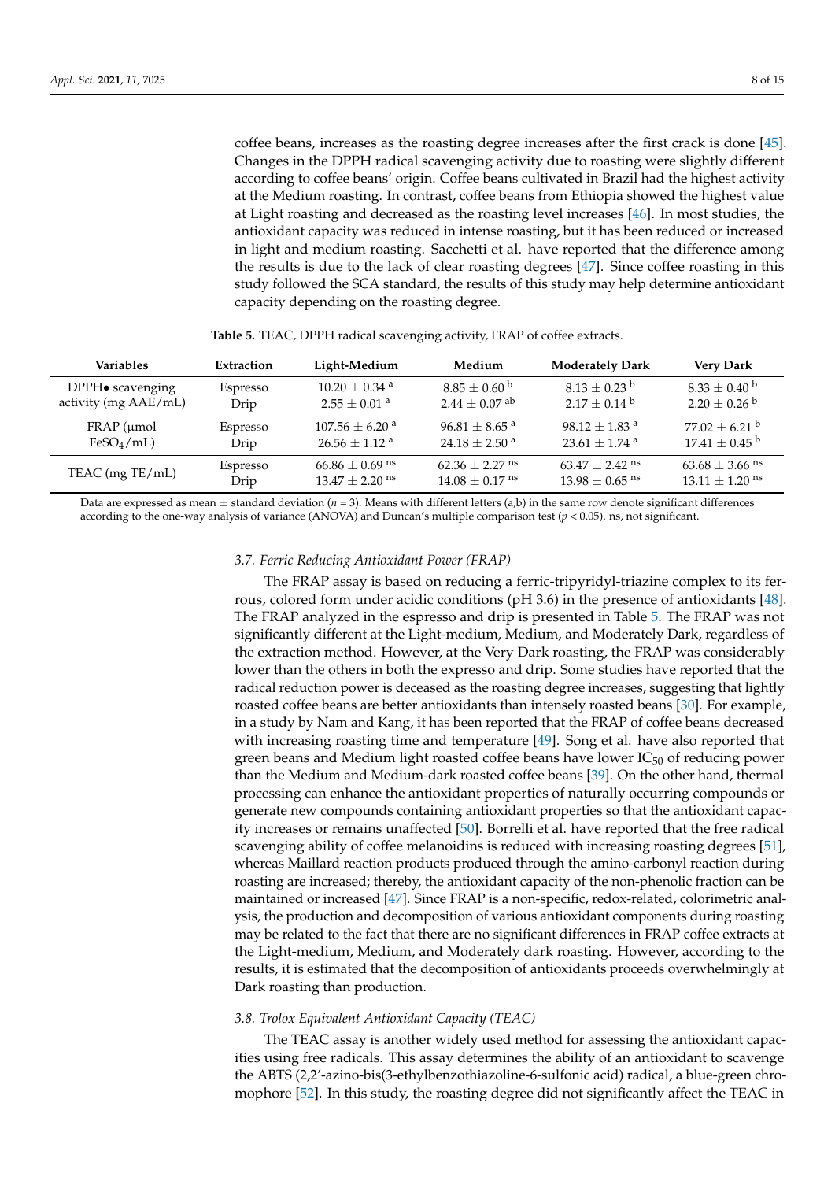coffee beans, increases as the roasting degree increases after the first crack is done [45]. Changes in the DPPH radical scavenging activity due to roasting were slightly different according to coffee beans' origin. Coffee beans cultivated in Brazil had the highest activity at the Medium roasting. In contrast, coffee beans from Ethiopia showed the highest value at Light roasting and decreased as the roasting level increases [46]. In most studies, the antioxidant capacity was reduced in intense roasting, but it has been reduced or increased in light and medium roasting. Sacchetti et al. have reported that the difference among the results is due to the lack of clear roasting degrees [47]. Since coffee roasting in this study followed the SCA standard, the results of this study may help determine antioxidant capacity depending on the roasting degree.

**Table 5.** TEAC, DPPH radical scavenging activity, FRAP of coffee extracts.

| Variables | Extraction | Light-Medium | Medium | Moderately Dark | Very Dark |
|---|---|---|---|---|---|
| DPPH• scavenging activity (mg AAE/mL) | Espresso | $10.20 \pm 0.34$ [a] | $8.85 \pm 0.60$ [b] | $8.13 \pm 0.23$ [b] | $8.33 \pm 0.40$ [b] |
| | Drip | $2.55 \pm 0.01$ [a] | $2.44 \pm 0.07$ [ab] | $2.17 \pm 0.14$ [b] | $2.20 \pm 0.26$ [b] |
| FRAP (μmol $FeSO_4$/mL) | Espresso | $107.56 \pm 6.20$ [a] | $96.81 \pm 8.65$ [a] | $98.12 \pm 1.83$ [a] | $77.02 \pm 6.21$ [b] |
| | Drip | $26.56 \pm 1.12$ [a] | $24.18 \pm 2.50$ [a] | $23.61 \pm 1.74$ [a] | $17.41 \pm 0.45$ [b] |
| TEAC (mg TE/mL) | Espresso | $66.86 \pm 0.69$ [ns] | $62.36 \pm 2.27$ [ns] | $63.47 \pm 2.42$ [ns] | $63.68 \pm 3.66$ [ns] |
| | Drip | $13.47 \pm 2.20$ [ns] | $14.08 \pm 0.17$ [ns] | $13.98 \pm 0.65$ [ns] | $13.11 \pm 1.20$ [ns] |

Data are expressed as mean ± standard deviation ($n = 3$). Means with different letters (a,b) in the same row denote significant differences according to the one-way analysis of variance (ANOVA) and Duncan's multiple comparison test ($p < 0.05$). ns, not significant.

### 3.7. Ferric Reducing Antioxidant Power (FRAP)

The FRAP assay is based on reducing a ferric-tripyridyl-triazine complex to its ferrous, colored form under acidic conditions (pH 3.6) in the presence of antioxidants [48]. The FRAP analyzed in the espresso and drip is presented in Table 5. The FRAP was not significantly different at the Light-medium, Medium, and Moderately Dark, regardless of the extraction method. However, at the Very Dark roasting, the FRAP was considerably lower than the others in both the expresso and drip. Some studies have reported that the radical reduction power is deceased as the roasting degree increases, suggesting that lightly roasted coffee beans are better antioxidants than intensely roasted beans [30]. For example, in a study by Nam and Kang, it has been reported that the FRAP of coffee beans decreased with increasing roasting time and temperature [49]. Song et al. have also reported that green beans and Medium light roasted coffee beans have lower $IC_{50}$ of reducing power than the Medium and Medium-dark roasted coffee beans [39]. On the other hand, thermal processing can enhance the antioxidant properties of naturally occurring compounds or generate new compounds containing antioxidant properties so that the antioxidant capacity increases or remains unaffected [50]. Borrelli et al. have reported that the free radical scavenging ability of coffee melanoidins is reduced with increasing roasting degrees [51], whereas Maillard reaction products produced through the amino-carbonyl reaction during roasting are increased; thereby, the antioxidant capacity of the non-phenolic fraction can be maintained or increased [47]. Since FRAP is a non-specific, redox-related, colorimetric analysis, the production and decomposition of various antioxidant components during roasting may be related to the fact that there are no significant differences in FRAP coffee extracts at the Light-medium, Medium, and Moderately dark roasting. However, according to the results, it is estimated that the decomposition of antioxidants proceeds overwhelmingly at Dark roasting than production.

### 3.8. Trolox Equivalent Antioxidant Capacity (TEAC)

The TEAC assay is another widely used method for assessing the antioxidant capacities using free radicals. This assay determines the ability of an antioxidant to scavenge the ABTS (2,2′-azino-bis(3-ethylbenzothiazoline-6-sulfonic acid) radical, a blue-green chromophore [52]. In this study, the roasting degree did not significantly affect the TEAC in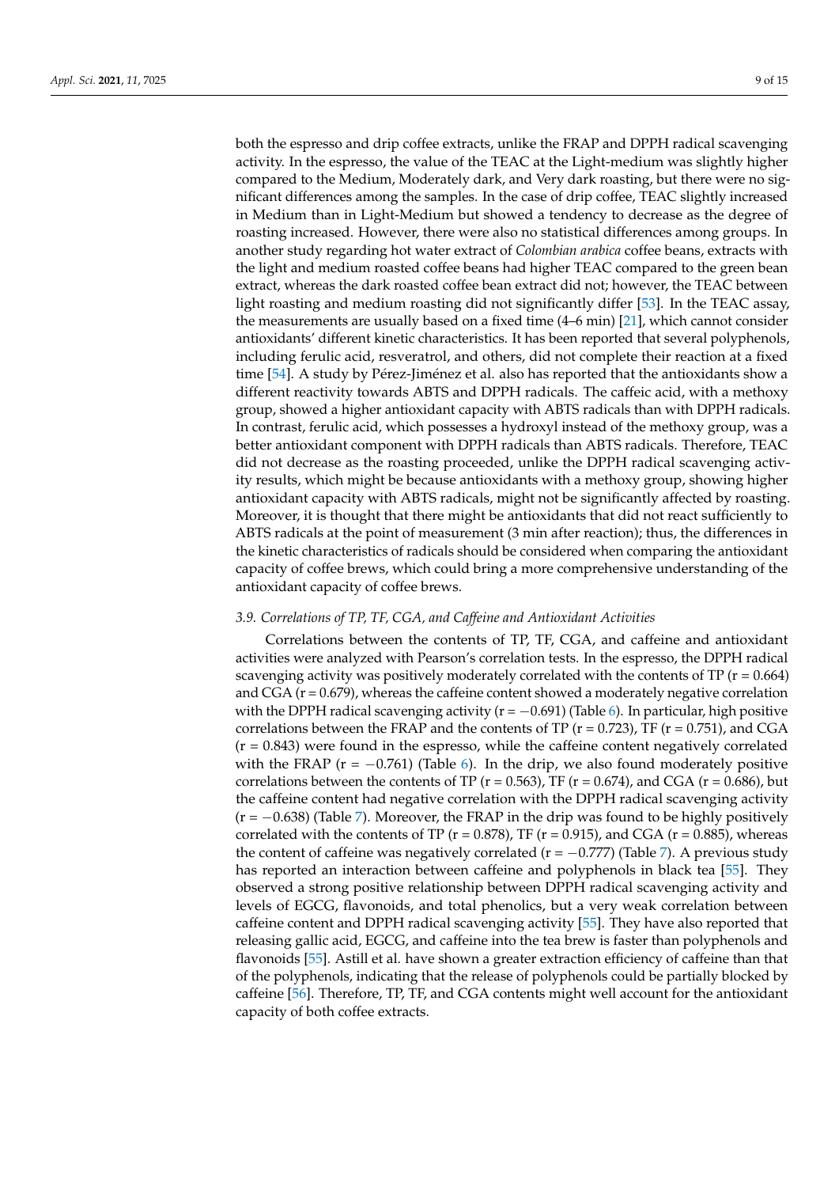both the espresso and drip coffee extracts, unlike the FRAP and DPPH radical scavenging activity. In the espresso, the value of the TEAC at the Light-medium was slightly higher compared to the Medium, Moderately dark, and Very dark roasting, but there were no significant differences among the samples. In the case of drip coffee, TEAC slightly increased in Medium than in Light-Medium but showed a tendency to decrease as the degree of roasting increased. However, there were also no statistical differences among groups. In another study regarding hot water extract of *Colombian arabica* coffee beans, extracts with the light and medium roasted coffee beans had higher TEAC compared to the green bean extract, whereas the dark roasted coffee bean extract did not; however, the TEAC between light roasting and medium roasting did not significantly differ [53]. In the TEAC assay, the measurements are usually based on a fixed time (4–6 min) [21], which cannot consider antioxidants' different kinetic characteristics. It has been reported that several polyphenols, including ferulic acid, resveratrol, and others, did not complete their reaction at a fixed time [54]. A study by Pérez-Jiménez et al. also has reported that the antioxidants show a different reactivity towards ABTS and DPPH radicals. The caffeic acid, with a methoxy group, showed a higher antioxidant capacity with ABTS radicals than with DPPH radicals. In contrast, ferulic acid, which possesses a hydroxyl instead of the methoxy group, was a better antioxidant component with DPPH radicals than ABTS radicals. Therefore, TEAC did not decrease as the roasting proceeded, unlike the DPPH radical scavenging activity results, which might be because antioxidants with a methoxy group, showing higher antioxidant capacity with ABTS radicals, might not be significantly affected by roasting. Moreover, it is thought that there might be antioxidants that did not react sufficiently to ABTS radicals at the point of measurement (3 min after reaction); thus, the differences in the kinetic characteristics of radicals should be considered when comparing the antioxidant capacity of coffee brews, which could bring a more comprehensive understanding of the antioxidant capacity of coffee brews.

### *3.9. Correlations of TP, TF, CGA, and Caffeine and Antioxidant Activities*

Correlations between the contents of TP, TF, CGA, and caffeine and antioxidant activities were analyzed with Pearson's correlation tests. In the espresso, the DPPH radical scavenging activity was positively moderately correlated with the contents of TP ($r = 0.664$) and CGA ($r = 0.679$), whereas the caffeine content showed a moderately negative correlation with the DPPH radical scavenging activity ($r = -0.691$) (Table 6). In particular, high positive correlations between the FRAP and the contents of TP ($r = 0.723$), TF ($r = 0.751$), and CGA ($r = 0.843$) were found in the espresso, while the caffeine content negatively correlated with the FRAP ($r = -0.761$) (Table 6). In the drip, we also found moderately positive correlations between the contents of TP ($r = 0.563$), TF ($r = 0.674$), and CGA ($r = 0.686$), but the caffeine content had negative correlation with the DPPH radical scavenging activity ($r = -0.638$) (Table 7). Moreover, the FRAP in the drip was found to be highly positively correlated with the contents of TP ($r = 0.878$), TF ($r = 0.915$), and CGA ($r = 0.885$), whereas the content of caffeine was negatively correlated ($r = -0.777$) (Table 7). A previous study has reported an interaction between caffeine and polyphenols in black tea [55]. They observed a strong positive relationship between DPPH radical scavenging activity and levels of EGCG, flavonoids, and total phenolics, but a very weak correlation between caffeine content and DPPH radical scavenging activity [55]. They have also reported that releasing gallic acid, EGCG, and caffeine into the tea brew is faster than polyphenols and flavonoids [55]. Astill et al. have shown a greater extraction efficiency of caffeine than that of the polyphenols, indicating that the release of polyphenols could be partially blocked by caffeine [56]. Therefore, TP, TF, and CGA contents might well account for the antioxidant capacity of both coffee extracts.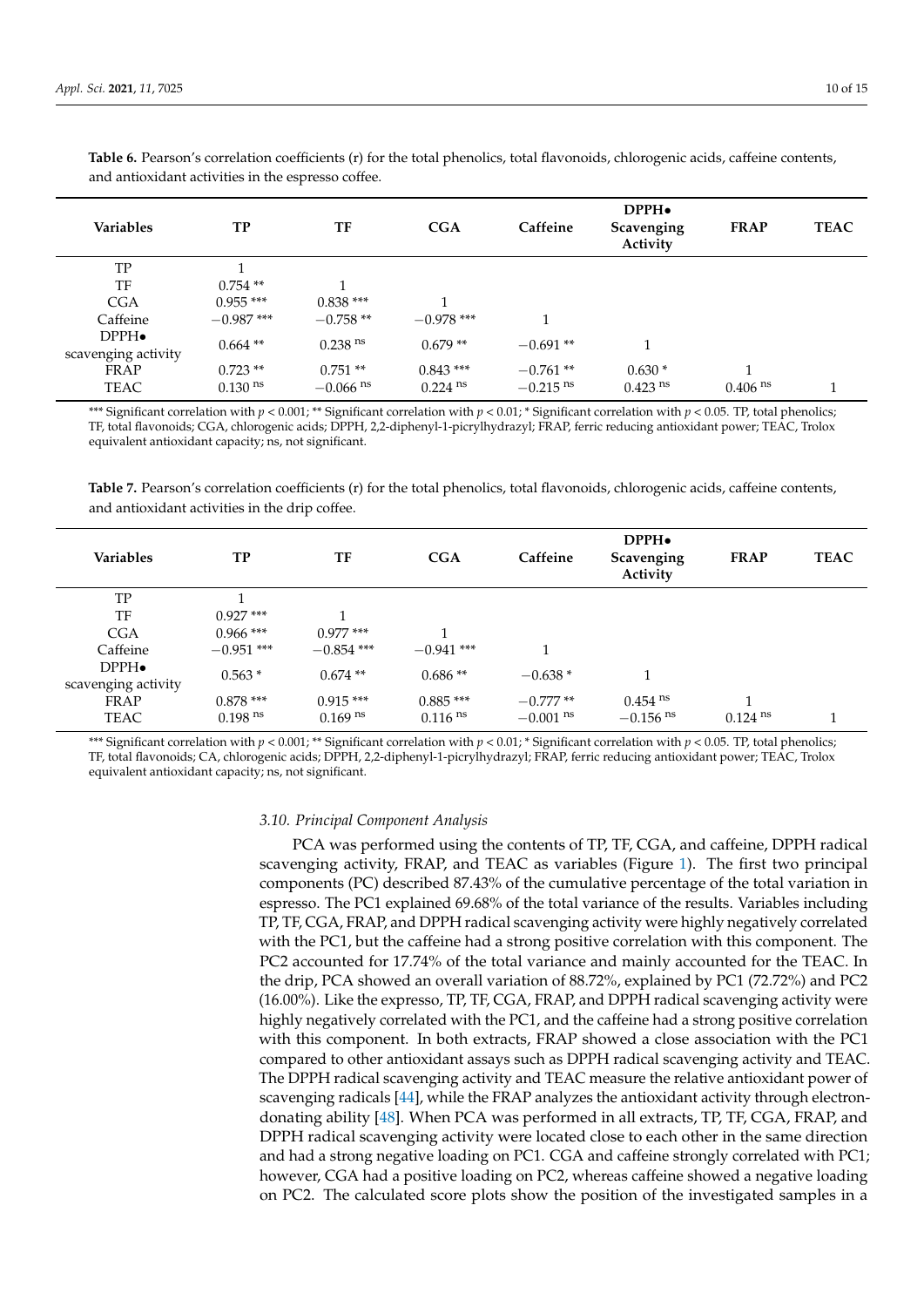**Table 6.** Pearson's correlation coefficients (r) for the total phenolics, total flavonoids, chlorogenic acids, caffeine contents, and antioxidant activities in the espresso coffee.

| Variables | TP | TF | CGA | Caffeine | DPPH• Scavenging Activity | FRAP | TEAC |
|---|---|---|---|---|---|---|---|
| TP | 1 | | | | | | |
| TF | 0.754 ** | 1 | | | | | |
| CGA | 0.955 *** | 0.838 *** | 1 | | | | |
| Caffeine | −0.987 *** | −0.758 ** | −0.978 *** | 1 | | | |
| DPPH• scavenging activity | 0.664 ** | 0.238 $^{ns}$ | 0.679 ** | −0.691 ** | 1 | | |
| FRAP | 0.723 ** | 0.751 ** | 0.843 *** | −0.761 ** | 0.630 * | 1 | |
| TEAC | 0.130 $^{ns}$ | −0.066 $^{ns}$ | 0.224 $^{ns}$ | −0.215 $^{ns}$ | 0.423 $^{ns}$ | 0.406 $^{ns}$ | 1 |

*** Significant correlation with $p < 0.001$; ** Significant correlation with $p < 0.01$; * Significant correlation with $p < 0.05$. TP, total phenolics; TF, total flavonoids; CGA, chlorogenic acids; DPPH, 2,2-diphenyl-1-picrylhydrazyl; FRAP, ferric reducing antioxidant power; TEAC, Trolox equivalent antioxidant capacity; ns, not significant.

**Table 7.** Pearson's correlation coefficients (r) for the total phenolics, total flavonoids, chlorogenic acids, caffeine contents, and antioxidant activities in the drip coffee.

| Variables | TP | TF | CGA | Caffeine | DPPH• Scavenging Activity | FRAP | TEAC |
|---|---|---|---|---|---|---|---|
| TP | 1 | | | | | | |
| TF | 0.927 *** | 1 | | | | | |
| CGA | 0.966 *** | 0.977 *** | 1 | | | | |
| Caffeine | −0.951 *** | −0.854 *** | −0.941 *** | 1 | | | |
| DPPH• scavenging activity | 0.563 * | 0.674 ** | 0.686 ** | −0.638 * | 1 | | |
| FRAP | 0.878 *** | 0.915 *** | 0.885 *** | −0.777 ** | 0.454 $^{ns}$ | 1 | |
| TEAC | 0.198 $^{ns}$ | 0.169 $^{ns}$ | 0.116 $^{ns}$ | −0.001 $^{ns}$ | −0.156 $^{ns}$ | 0.124 $^{ns}$ | 1 |

*** Significant correlation with $p < 0.001$; ** Significant correlation with $p < 0.01$; * Significant correlation with $p < 0.05$. TP, total phenolics; TF, total flavonoids; CA, chlorogenic acids; DPPH, 2,2-diphenyl-1-picrylhydrazyl; FRAP, ferric reducing antioxidant power; TEAC, Trolox equivalent antioxidant capacity; ns, not significant.

### *3.10. Principal Component Analysis*

PCA was performed using the contents of TP, TF, CGA, and caffeine, DPPH radical scavenging activity, FRAP, and TEAC as variables (Figure 1). The first two principal components (PC) described 87.43% of the cumulative percentage of the total variation in espresso. The PC1 explained 69.68% of the total variance of the results. Variables including TP, TF, CGA, FRAP, and DPPH radical scavenging activity were highly negatively correlated with the PC1, but the caffeine had a strong positive correlation with this component. The PC2 accounted for 17.74% of the total variance and mainly accounted for the TEAC. In the drip, PCA showed an overall variation of 88.72%, explained by PC1 (72.72%) and PC2 (16.00%). Like the expresso, TP, TF, CGA, FRAP, and DPPH radical scavenging activity were highly negatively correlated with the PC1, and the caffeine had a strong positive correlation with this component. In both extracts, FRAP showed a close association with the PC1 compared to other antioxidant assays such as DPPH radical scavenging activity and TEAC. The DPPH radical scavenging activity and TEAC measure the relative antioxidant power of scavenging radicals [44], while the FRAP analyzes the antioxidant activity through electron-donating ability [48]. When PCA was performed in all extracts, TP, TF, CGA, FRAP, and DPPH radical scavenging activity were located close to each other in the same direction and had a strong negative loading on PC1. CGA and caffeine strongly correlated with PC1; however, CGA had a positive loading on PC2, whereas caffeine showed a negative loading on PC2. The calculated score plots show the position of the investigated samples in a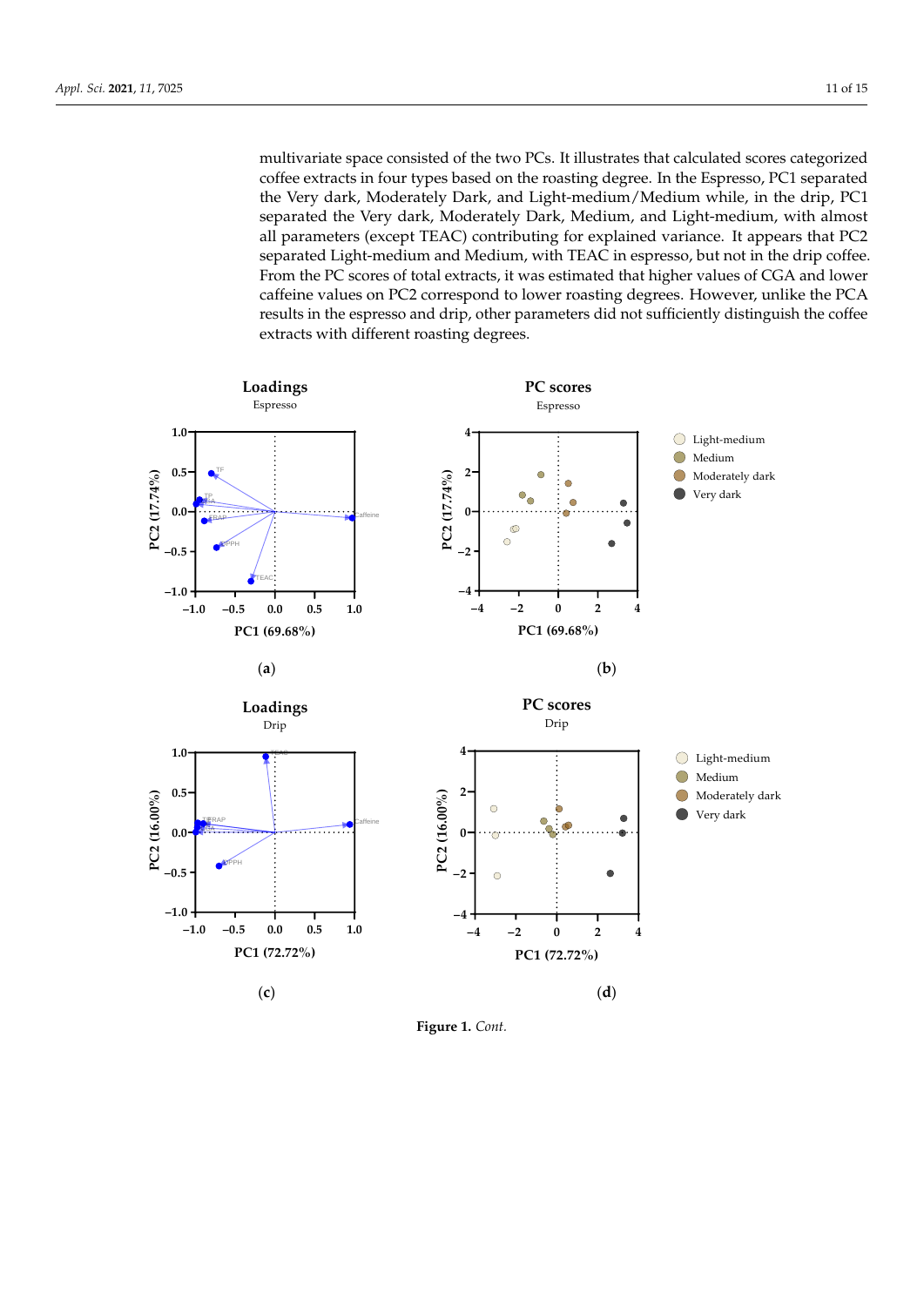multivariate space consisted of the two PCs. It illustrates that calculated scores categorized coffee extracts in four types based on the roasting degree. In the Espresso, PC1 separated the Very dark, Moderately Dark, and Light-medium/Medium while, in the drip, PC1 separated the Very dark, Moderately Dark, Medium, and Light-medium, with almost all parameters (except TEAC) contributing for explained variance. It appears that PC2 separated Light-medium and Medium, with TEAC in espresso, but not in the drip coffee. From the PC scores of total extracts, it was estimated that higher values of CGA and lower caffeine values on PC2 correspond to lower roasting degrees. However, unlike the PCA results in the espresso and drip, other parameters did not sufficiently distinguish the coffee extracts with different roasting degrees.

**Figure 1.** *Cont.*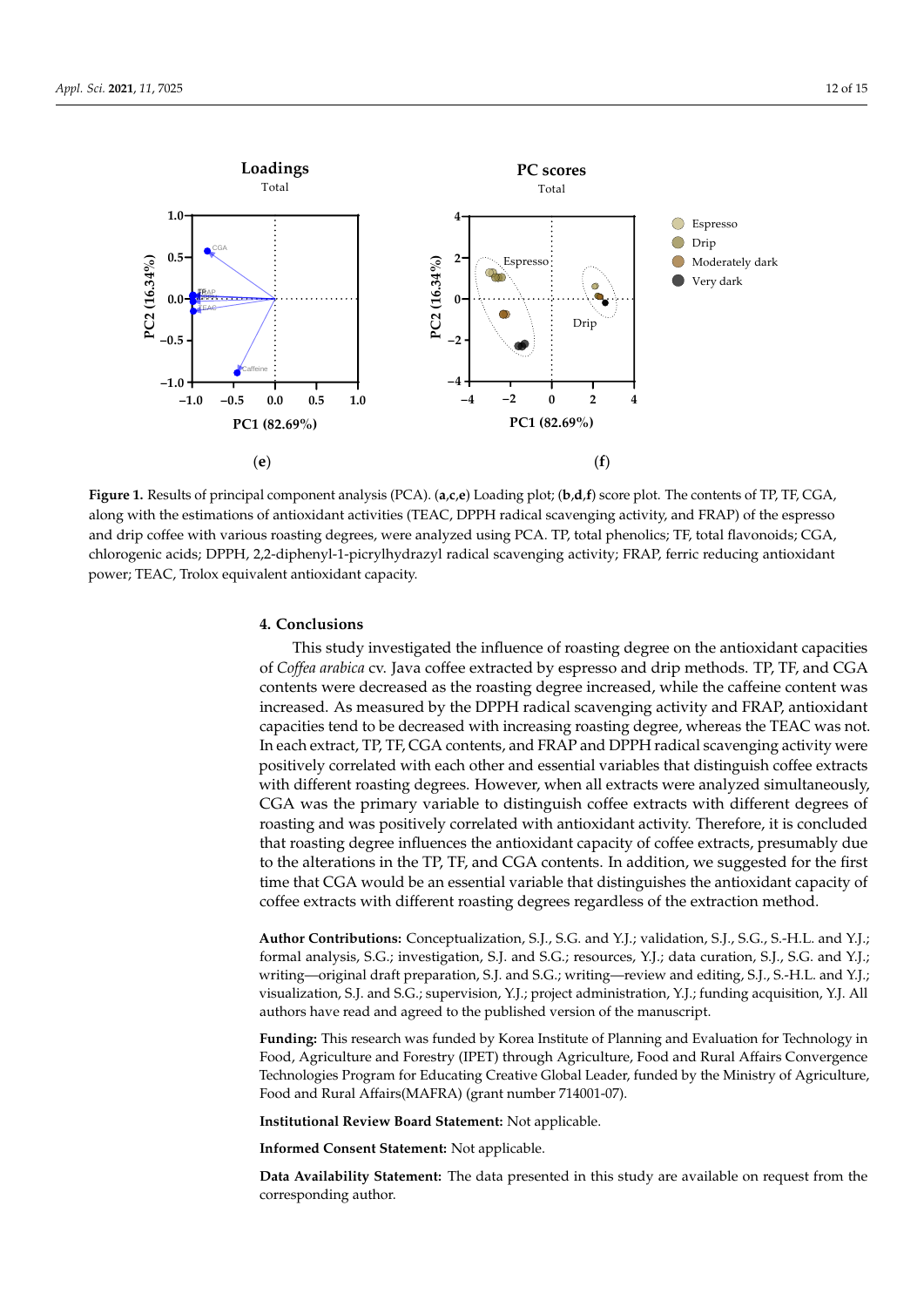Figure 1. Results of principal component analysis (PCA). (**a**,**c**,**e**) Loading plot; (**b**,**d**,**f**) score plot. The contents of TP, TF, CGA, along with the estimations of antioxidant activities (TEAC, DPPH radical scavenging activity, and FRAP) of the espresso and drip coffee with various roasting degrees, were analyzed using PCA. TP, total phenolics; TF, total flavonoids; CGA, chlorogenic acids; DPPH, 2,2-diphenyl-1-picrylhydrazyl radical scavenging activity; FRAP, ferric reducing antioxidant power; TEAC, Trolox equivalent antioxidant capacity.

## 4. Conclusions

This study investigated the influence of roasting degree on the antioxidant capacities of *Coffea arabica* cv. Java coffee extracted by espresso and drip methods. TP, TF, and CGA contents were decreased as the roasting degree increased, while the caffeine content was increased. As measured by the DPPH radical scavenging activity and FRAP, antioxidant capacities tend to be decreased with increasing roasting degree, whereas the TEAC was not. In each extract, TP, TF, CGA contents, and FRAP and DPPH radical scavenging activity were positively correlated with each other and essential variables that distinguish coffee extracts with different roasting degrees. However, when all extracts were analyzed simultaneously, CGA was the primary variable to distinguish coffee extracts with different degrees of roasting and was positively correlated with antioxidant activity. Therefore, it is concluded that roasting degree influences the antioxidant capacity of coffee extracts, presumably due to the alterations in the TP, TF, and CGA contents. In addition, we suggested for the first time that CGA would be an essential variable that distinguishes the antioxidant capacity of coffee extracts with different roasting degrees regardless of the extraction method.

**Author Contributions:** Conceptualization, S.J., S.G. and Y.J.; validation, S.J., S.G., S.-H.L. and Y.J.; formal analysis, S.G.; investigation, S.J. and S.G.; resources, Y.J.; data curation, S.J., S.G. and Y.J.; writing—original draft preparation, S.J. and S.G.; writing—review and editing, S.J., S.-H.L. and Y.J.; visualization, S.J. and S.G.; supervision, Y.J.; project administration, Y.J.; funding acquisition, Y.J. All authors have read and agreed to the published version of the manuscript.

**Funding:** This research was funded by Korea Institute of Planning and Evaluation for Technology in Food, Agriculture and Forestry (IPET) through Agriculture, Food and Rural Affairs Convergence Technologies Program for Educating Creative Global Leader, funded by the Ministry of Agriculture, Food and Rural Affairs(MAFRA) (grant number 714001-07).

**Institutional Review Board Statement:** Not applicable.

**Informed Consent Statement:** Not applicable.

**Data Availability Statement:** The data presented in this study are available on request from the corresponding author.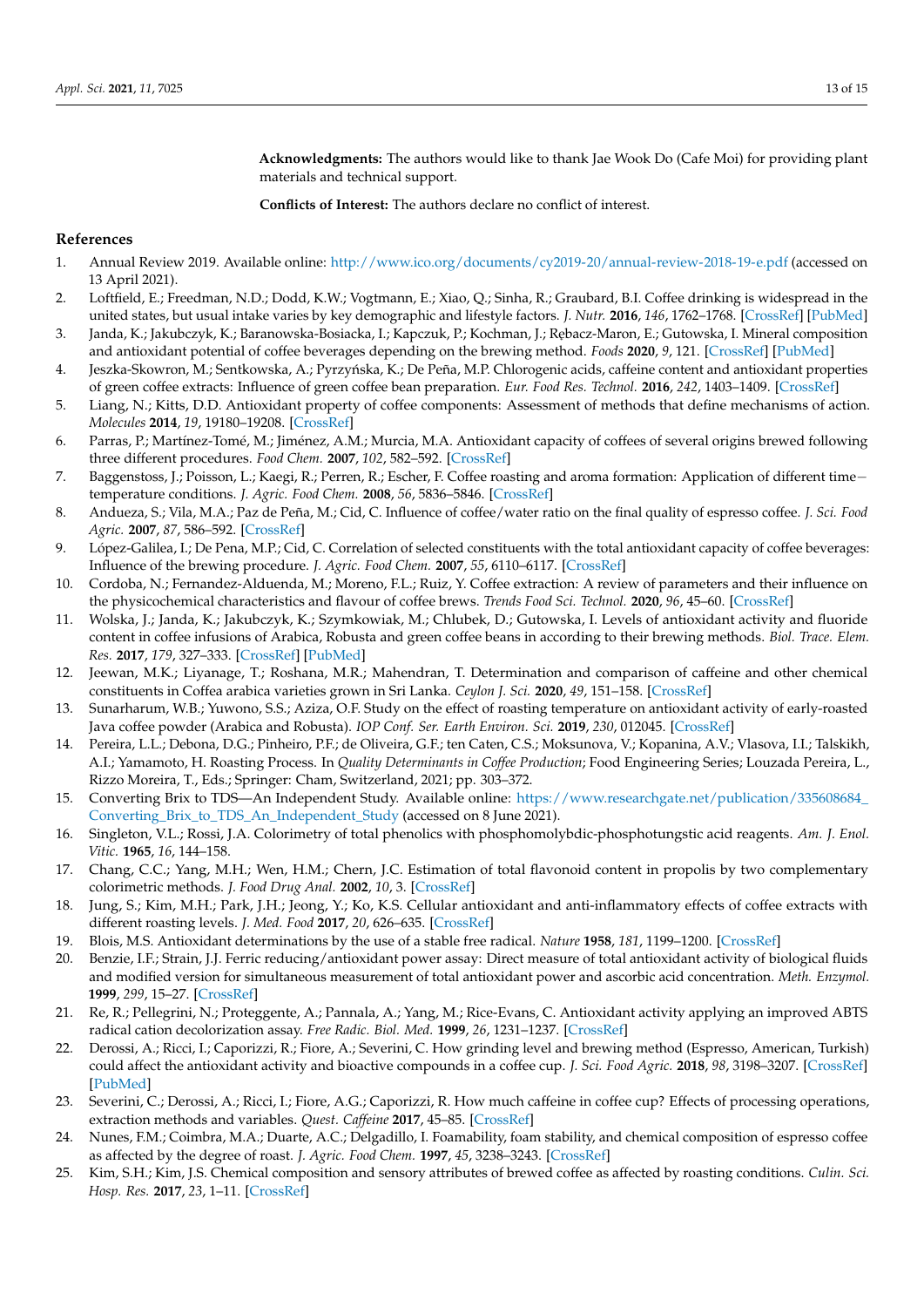**Acknowledgments:** The authors would like to thank Jae Wook Do (Cafe Moi) for providing plant materials and technical support.

**Conflicts of Interest:** The authors declare no conflict of interest.

## References

1. Annual Review 2019. Available online: http://www.ico.org/documents/cy2019-20/annual-review-2018-19-e.pdf (accessed on 13 April 2021).
2. Loftfield, E.; Freedman, N.D.; Dodd, K.W.; Vogtmann, E.; Xiao, Q.; Sinha, R.; Graubard, B.I. Coffee drinking is widespread in the united states, but usual intake varies by key demographic and lifestyle factors. *J. Nutr.* **2016**, *146*, 1762–1768. [CrossRef] [PubMed]
3. Janda, K.; Jakubczyk, K.; Baranowska-Bosiacka, I.; Kapczuk, P.; Kochman, J.; Rębacz-Maron, E.; Gutowska, I. Mineral composition and antioxidant potential of coffee beverages depending on the brewing method. *Foods* **2020**, *9*, 121. [CrossRef] [PubMed]
4. Jeszka-Skowron, M.; Sentkowska, A.; Pyrzyńska, K.; De Peña, M.P. Chlorogenic acids, caffeine content and antioxidant properties of green coffee extracts: Influence of green coffee bean preparation. *Eur. Food Res. Technol.* **2016**, *242*, 1403–1409. [CrossRef]
5. Liang, N.; Kitts, D.D. Antioxidant property of coffee components: Assessment of methods that define mechanisms of action. *Molecules* **2014**, *19*, 19180–19208. [CrossRef]
6. Parras, P.; Martínez-Tomé, M.; Jiménez, A.M.; Murcia, M.A. Antioxidant capacity of coffees of several origins brewed following three different procedures. *Food Chem.* **2007**, *102*, 582–592. [CrossRef]
7. Baggenstoss, J.; Poisson, L.; Kaegi, R.; Perren, R.; Escher, F. Coffee roasting and aroma formation: Application of different time−temperature conditions. *J. Agric. Food Chem.* **2008**, *56*, 5836–5846. [CrossRef]
8. Andueza, S.; Vila, M.A.; Paz de Peña, M.; Cid, C. Influence of coffee/water ratio on the final quality of espresso coffee. *J. Sci. Food Agric.* **2007**, *87*, 586–592. [CrossRef]
9. López-Galilea, I.; De Pena, M.P.; Cid, C. Correlation of selected constituents with the total antioxidant capacity of coffee beverages: Influence of the brewing procedure. *J. Agric. Food Chem.* **2007**, *55*, 6110–6117. [CrossRef]
10. Cordoba, N.; Fernandez-Alduenda, M.; Moreno, F.L.; Ruiz, Y. Coffee extraction: A review of parameters and their influence on the physicochemical characteristics and flavour of coffee brews. *Trends Food Sci. Technol.* **2020**, *96*, 45–60. [CrossRef]
11. Wolska, J.; Janda, K.; Jakubczyk, K.; Szymkowiak, M.; Chlubek, D.; Gutowska, I. Levels of antioxidant activity and fluoride content in coffee infusions of Arabica, Robusta and green coffee beans in according to their brewing methods. *Biol. Trace. Elem. Res.* **2017**, *179*, 327–333. [CrossRef] [PubMed]
12. Jeewan, M.K.; Liyanage, T.; Roshana, M.R.; Mahendran, T. Determination and comparison of caffeine and other chemical constituents in Coffea arabica varieties grown in Sri Lanka. *Ceylon J. Sci.* **2020**, *49*, 151–158. [CrossRef]
13. Sunarharum, W.B.; Yuwono, S.S.; Aziza, O.F. Study on the effect of roasting temperature on antioxidant activity of early-roasted Java coffee powder (Arabica and Robusta). *IOP Conf. Ser. Earth Environ. Sci.* **2019**, *230*, 012045. [CrossRef]
14. Pereira, L.L.; Debona, D.G.; Pinheiro, P.F.; de Oliveira, G.F.; ten Caten, C.S.; Moksunova, V.; Kopanina, A.V.; Vlasova, I.I.; Talskikh, A.I.; Yamamoto, H. Roasting Process. In *Quality Determinants in Coffee Production*; Food Engineering Series; Louzada Pereira, L., Rizzo Moreira, T., Eds.; Springer: Cham, Switzerland, 2021; pp. 303–372.
15. Converting Brix to TDS—An Independent Study. Available online: https://www.researchgate.net/publication/335608684_Converting_Brix_to_TDS_An_Independent_Study (accessed on 8 June 2021).
16. Singleton, V.L.; Rossi, J.A. Colorimetry of total phenolics with phosphomolybdic-phosphotungstic acid reagents. *Am. J. Enol. Vitic.* **1965**, *16*, 144–158.
17. Chang, C.C.; Yang, M.H.; Wen, H.M.; Chern, J.C. Estimation of total flavonoid content in propolis by two complementary colorimetric methods. *J. Food Drug Anal.* **2002**, *10*, 3. [CrossRef]
18. Jung, S.; Kim, M.H.; Park, J.H.; Jeong, Y.; Ko, K.S. Cellular antioxidant and anti-inflammatory effects of coffee extracts with different roasting levels. *J. Med. Food* **2017**, *20*, 626–635. [CrossRef]
19. Blois, M.S. Antioxidant determinations by the use of a stable free radical. *Nature* **1958**, *181*, 1199–1200. [CrossRef]
20. Benzie, I.F.; Strain, J.J. Ferric reducing/antioxidant power assay: Direct measure of total antioxidant activity of biological fluids and modified version for simultaneous measurement of total antioxidant power and ascorbic acid concentration. *Meth. Enzymol.* **1999**, *299*, 15–27. [CrossRef]
21. Re, R.; Pellegrini, N.; Proteggente, A.; Pannala, A.; Yang, M.; Rice-Evans, C. Antioxidant activity applying an improved ABTS radical cation decolorization assay. *Free Radic. Biol. Med.* **1999**, *26*, 1231–1237. [CrossRef]
22. Derossi, A.; Ricci, I.; Caporizzi, R.; Fiore, A.; Severini, C. How grinding level and brewing method (Espresso, American, Turkish) could affect the antioxidant activity and bioactive compounds in a coffee cup. *J. Sci. Food Agric.* **2018**, *98*, 3198–3207. [CrossRef] [PubMed]
23. Severini, C.; Derossi, A.; Ricci, I.; Fiore, A.G.; Caporizzi, R. How much caffeine in coffee cup? Effects of processing operations, extraction methods and variables. *Quest. Caffeine* **2017**, 45–85. [CrossRef]
24. Nunes, F.M.; Coimbra, M.A.; Duarte, A.C.; Delgadillo, I. Foamability, foam stability, and chemical composition of espresso coffee as affected by the degree of roast. *J. Agric. Food Chem.* **1997**, *45*, 3238–3243. [CrossRef]
25. Kim, S.H.; Kim, J.S. Chemical composition and sensory attributes of brewed coffee as affected by roasting conditions. *Culin. Sci. Hosp. Res.* **2017**, *23*, 1–11. [CrossRef]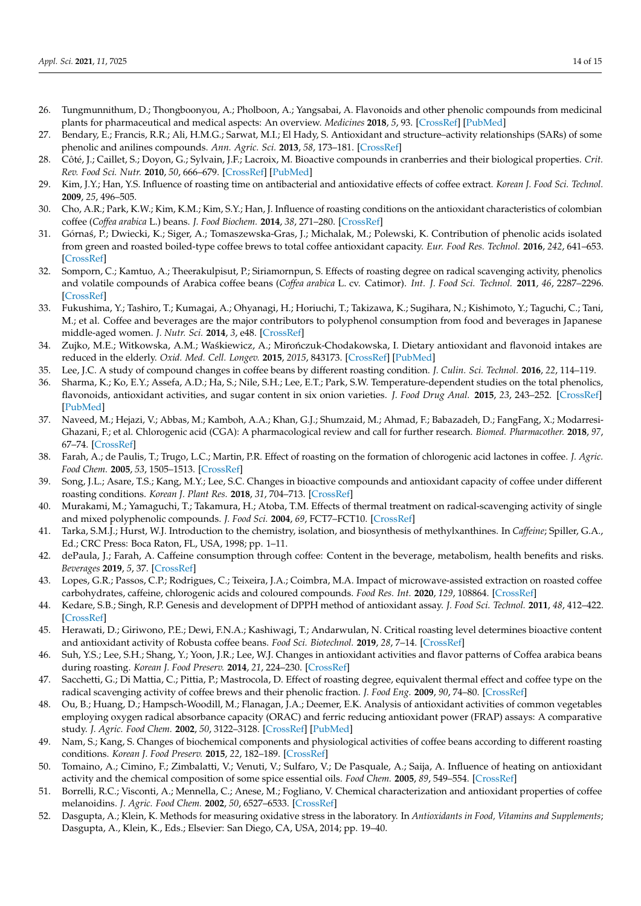26. Tungmunnithum, D.; Thongboonyou, A.; Pholboon, A.; Yangsabai, A. Flavonoids and other phenolic compounds from medicinal plants for pharmaceutical and medical aspects: An overview. *Medicines* **2018**, *5*, 93. [CrossRef] [PubMed]
27. Bendary, E.; Francis, R.R.; Ali, H.M.G.; Sarwat, M.I.; El Hady, S. Antioxidant and structure–activity relationships (SARs) of some phenolic and anilines compounds. *Ann. Agric. Sci.* **2013**, *58*, 173–181. [CrossRef]
28. Côté, J.; Caillet, S.; Doyon, G.; Sylvain, J.F.; Lacroix, M. Bioactive compounds in cranberries and their biological properties. *Crit. Rev. Food Sci. Nutr.* **2010**, *50*, 666–679. [CrossRef] [PubMed]
29. Kim, J.Y.; Han, Y.S. Influence of roasting time on antibacterial and antioxidative effects of coffee extract. *Korean J. Food Sci. Technol.* **2009**, *25*, 496–505.
30. Cho, A.R.; Park, K.W.; Kim, K.M.; Kim, S.Y.; Han, J. Influence of roasting conditions on the antioxidant characteristics of colombian coffee (*Coffea arabica* L.) beans. *J. Food Biochem.* **2014**, *38*, 271–280. [CrossRef]
31. Górnaś, P.; Dwiecki, K.; Siger, A.; Tomaszewska-Gras, J.; Michalak, M.; Polewski, K. Contribution of phenolic acids isolated from green and roasted boiled-type coffee brews to total coffee antioxidant capacity. *Eur. Food Res. Technol.* **2016**, *242*, 641–653. [CrossRef]
32. Somporn, C.; Kamtuo, A.; Theerakulpisut, P.; Siriamornpun, S. Effects of roasting degree on radical scavenging activity, phenolics and volatile compounds of Arabica coffee beans (*Coffea arabica* L. cv. Catimor). *Int. J. Food Sci. Technol.* **2011**, *46*, 2287–2296. [CrossRef]
33. Fukushima, Y.; Tashiro, T.; Kumagai, A.; Ohyanagi, H.; Horiuchi, T.; Takizawa, K.; Sugihara, N.; Kishimoto, Y.; Taguchi, C.; Tani, M.; et al. Coffee and beverages are the major contributors to polyphenol consumption from food and beverages in Japanese middle-aged women. *J. Nutr. Sci.* **2014**, *3*, e48. [CrossRef]
34. Zujko, M.E.; Witkowska, A.M.; Waśkiewicz, A.; Mirończuk-Chodakowska, I. Dietary antioxidant and flavonoid intakes are reduced in the elderly. *Oxid. Med. Cell. Longev.* **2015**, *2015*, 843173. [CrossRef] [PubMed]
35. Lee, J.C. A study of compound changes in coffee beans by different roasting condition. *J. Culin. Sci. Technol.* **2016**, *22*, 114–119.
36. Sharma, K.; Ko, E.Y.; Assefa, A.D.; Ha, S.; Nile, S.H.; Lee, E.T.; Park, S.W. Temperature-dependent studies on the total phenolics, flavonoids, antioxidant activities, and sugar content in six onion varieties. *J. Food Drug Anal.* **2015**, *23*, 243–252. [CrossRef] [PubMed]
37. Naveed, M.; Hejazi, V.; Abbas, M.; Kamboh, A.A.; Khan, G.J.; Shumzaid, M.; Ahmad, F.; Babazadeh, D.; FangFang, X.; Modarresi-Ghazani, F.; et al. Chlorogenic acid (CGA): A pharmacological review and call for further research. *Biomed. Pharmacother.* **2018**, *97*, 67–74. [CrossRef]
38. Farah, A.; de Paulis, T.; Trugo, L.C.; Martin, P.R. Effect of roasting on the formation of chlorogenic acid lactones in coffee. *J. Agric. Food Chem.* **2005**, *53*, 1505–1513. [CrossRef]
39. Song, J.L.; Asare, T.S.; Kang, M.Y.; Lee, S.C. Changes in bioactive compounds and antioxidant capacity of coffee under different roasting conditions. *Korean J. Plant Res.* **2018**, *31*, 704–713. [CrossRef]
40. Murakami, M.; Yamaguchi, T.; Takamura, H.; Atoba, T.M. Effects of thermal treatment on radical-scavenging activity of single and mixed polyphenolic compounds. *J. Food Sci.* **2004**, *69*, FCT7–FCT10. [CrossRef]
41. Tarka, S.M.J.; Hurst, W.J. Introduction to the chemistry, isolation, and biosynthesis of methylxanthines. In *Caffeine*; Spiller, G.A., Ed.; CRC Press: Boca Raton, FL, USA, 1998; pp. 1–11.
42. dePaula, J.; Farah, A. Caffeine consumption through coffee: Content in the beverage, metabolism, health benefits and risks. *Beverages* **2019**, *5*, 37. [CrossRef]
43. Lopes, G.R.; Passos, C.P.; Rodrigues, C.; Teixeira, J.A.; Coimbra, M.A. Impact of microwave-assisted extraction on roasted coffee carbohydrates, caffeine, chlorogenic acids and coloured compounds. *Food Res. Int.* **2020**, *129*, 108864. [CrossRef]
44. Kedare, S.B.; Singh, R.P. Genesis and development of DPPH method of antioxidant assay. *J. Food Sci. Technol.* **2011**, *48*, 412–422. [CrossRef]
45. Herawati, D.; Giriwono, P.E.; Dewi, F.N.A.; Kashiwagi, T.; Andarwulan, N. Critical roasting level determines bioactive content and antioxidant activity of Robusta coffee beans. *Food Sci. Biotechnol.* **2019**, *28*, 7–14. [CrossRef]
46. Suh, Y.S.; Lee, S.H.; Shang, Y.; Yoon, J.R.; Lee, W.J. Changes in antioxidant activities and flavor patterns of Coffea arabica beans during roasting. *Korean J. Food Preserv.* **2014**, *21*, 224–230. [CrossRef]
47. Sacchetti, G.; Di Mattia, C.; Pittia, P.; Mastrocola, D. Effect of roasting degree, equivalent thermal effect and coffee type on the radical scavenging activity of coffee brews and their phenolic fraction. *J. Food Eng.* **2009**, *90*, 74–80. [CrossRef]
48. Ou, B.; Huang, D.; Hampsch-Woodill, M.; Flanagan, J.A.; Deemer, E.K. Analysis of antioxidant activities of common vegetables employing oxygen radical absorbance capacity (ORAC) and ferric reducing antioxidant power (FRAP) assays: A comparative study. *J. Agric. Food Chem.* **2002**, *50*, 3122–3128. [CrossRef] [PubMed]
49. Nam, S.; Kang, S. Changes of biochemical components and physiological activities of coffee beans according to different roasting conditions. *Korean J. Food Preserv.* **2015**, *22*, 182–189. [CrossRef]
50. Tomaino, A.; Cimino, F.; Zimbalatti, V.; Venuti, V.; Sulfaro, V.; De Pasquale, A.; Saija, A. Influence of heating on antioxidant activity and the chemical composition of some spice essential oils. *Food Chem.* **2005**, *89*, 549–554. [CrossRef]
51. Borrelli, R.C.; Visconti, A.; Mennella, C.; Anese, M.; Fogliano, V. Chemical characterization and antioxidant properties of coffee melanoidins. *J. Agric. Food Chem.* **2002**, *50*, 6527–6533. [CrossRef]
52. Dasgupta, A.; Klein, K. Methods for measuring oxidative stress in the laboratory. In *Antioxidants in Food, Vitamins and Supplements*; Dasgupta, A., Klein, K., Eds.; Elsevier: San Diego, CA, USA, 2014; pp. 19–40.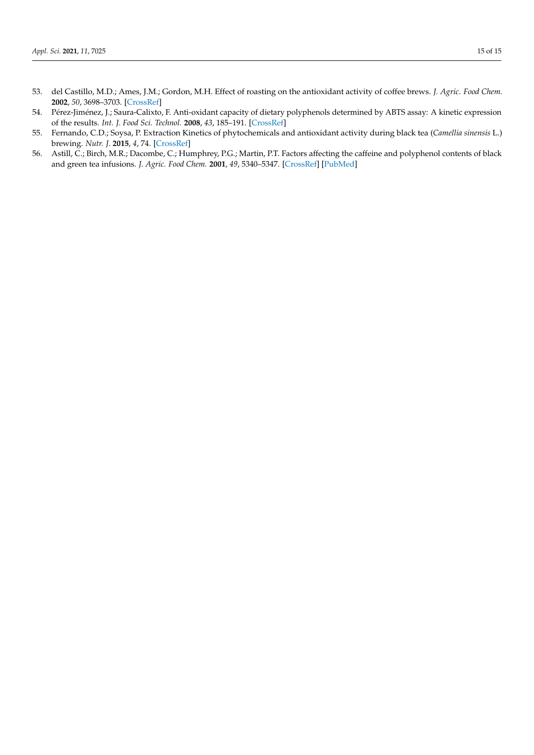53. del Castillo, M.D.; Ames, J.M.; Gordon, M.H. Effect of roasting on the antioxidant activity of coffee brews. *J. Agric. Food Chem.* **2002**, *50*, 3698–3703. [CrossRef]
54. Pérez-Jiménez, J.; Saura-Calixto, F. Anti-oxidant capacity of dietary polyphenols determined by ABTS assay: A kinetic expression of the results. *Int. J. Food Sci. Technol.* **2008**, *43*, 185–191. [CrossRef]
55. Fernando, C.D.; Soysa, P. Extraction Kinetics of phytochemicals and antioxidant activity during black tea (*Camellia sinensis* L.) brewing. *Nutr. J.* **2015**, *4*, 74. [CrossRef]
56. Astill, C.; Birch, M.R.; Dacombe, C.; Humphrey, P.G.; Martin, P.T. Factors affecting the caffeine and polyphenol contents of black and green tea infusions. *J. Agric. Food Chem.* **2001**, *49*, 5340–5347. [CrossRef] [PubMed]